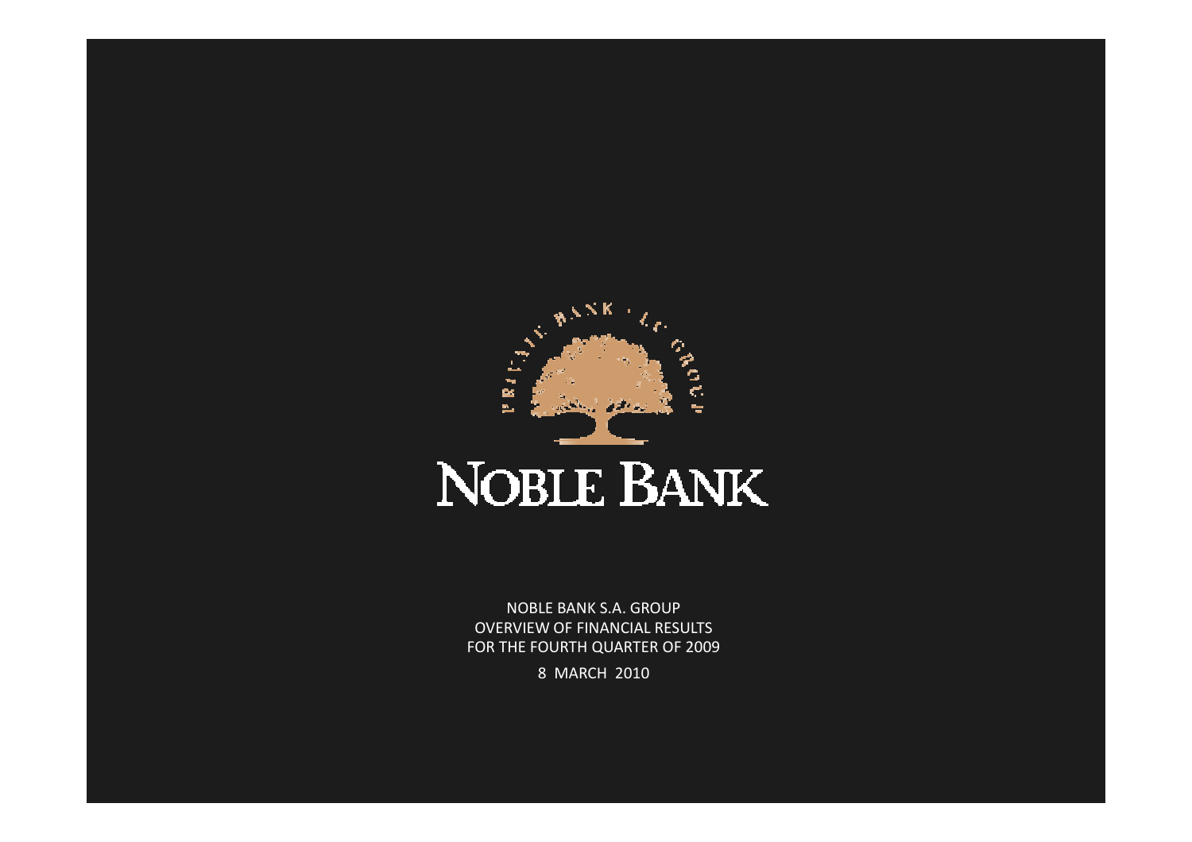# NOBLE BANK

NOBLE BANK S.A. GROUP
OVERVIEW OF FINANCIAL RESULTS
FOR THE FOURTH QUARTER OF 2009

8 MARCH 2010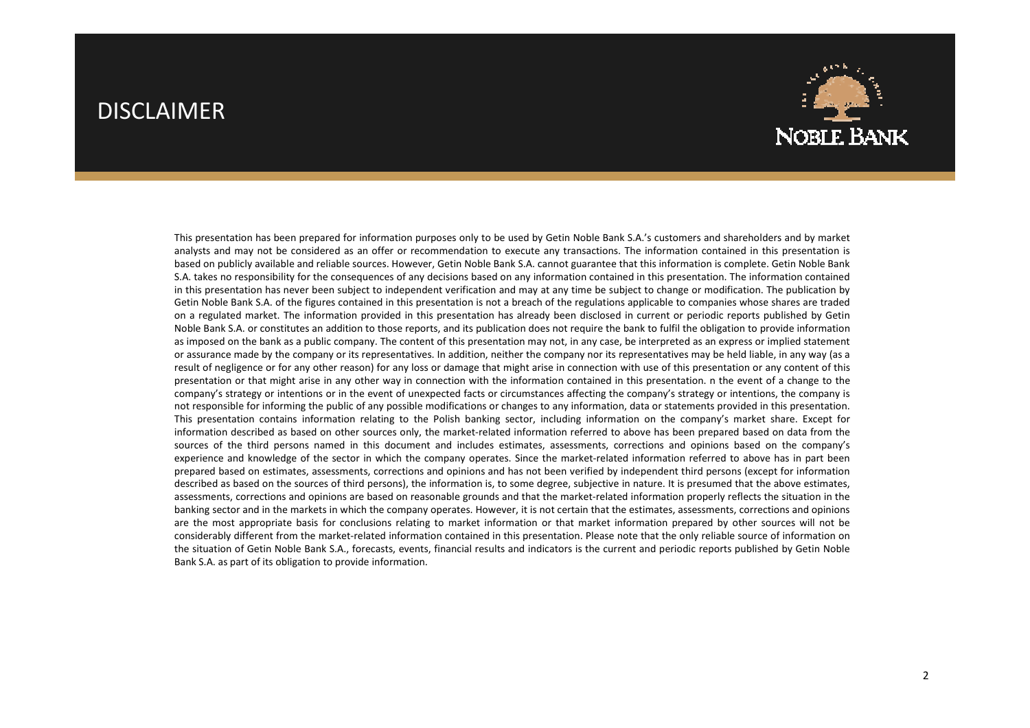# DISCLAIMER

This presentation has been prepared for information purposes only to be used by Getin Noble Bank S.A.'s customers and shareholders and by market analysts and may not be considered as an offer or recommendation to execute any transactions. The information contained in this presentation is based on publicly available and reliable sources. However, Getin Noble Bank S.A. cannot guarantee that this information is complete. Getin Noble Bank S.A. takes no responsibility for the consequences of any decisions based on any information contained in this presentation. The information contained in this presentation has never been subject to independent verification and may at any time be subject to change or modification. The publication by Getin Noble Bank S.A. of the figures contained in this presentation is not a breach of the regulations applicable to companies whose shares are traded on a regulated market. The information provided in this presentation has already been disclosed in current or periodic reports published by Getin Noble Bank S.A. or constitutes an addition to those reports, and its publication does not require the bank to fulfil the obligation to provide information as imposed on the bank as a public company. The content of this presentation may not, in any case, be interpreted as an express or implied statement or assurance made by the company or its representatives. In addition, neither the company nor its representatives may be held liable, in any way (as a result of negligence or for any other reason) for any loss or damage that might arise in connection with use of this presentation or any content of this presentation or that might arise in any other way in connection with the information contained in this presentation. n the event of a change to the company's strategy or intentions or in the event of unexpected facts or circumstances affecting the company's strategy or intentions, the company is not responsible for informing the public of any possible modifications or changes to any information, data or statements provided in this presentation. This presentation contains information relating to the Polish banking sector, including information on the company's market share. Except for information described as based on other sources only, the market-related information referred to above has been prepared based on data from the sources of the third persons named in this document and includes estimates, assessments, corrections and opinions based on the company's experience and knowledge of the sector in which the company operates. Since the market-related information referred to above has in part been prepared based on estimates, assessments, corrections and opinions and has not been verified by independent third persons (except for information described as based on the sources of third persons), the information is, to some degree, subjective in nature. It is presumed that the above estimates, assessments, corrections and opinions are based on reasonable grounds and that the market-related information properly reflects the situation in the banking sector and in the markets in which the company operates. However, it is not certain that the estimates, assessments, corrections and opinions are the most appropriate basis for conclusions relating to market information or that market information prepared by other sources will not be considerably different from the market-related information contained in this presentation. Please note that the only reliable source of information on the situation of Getin Noble Bank S.A., forecasts, events, financial results and indicators is the current and periodic reports published by Getin Noble Bank S.A. as part of its obligation to provide information.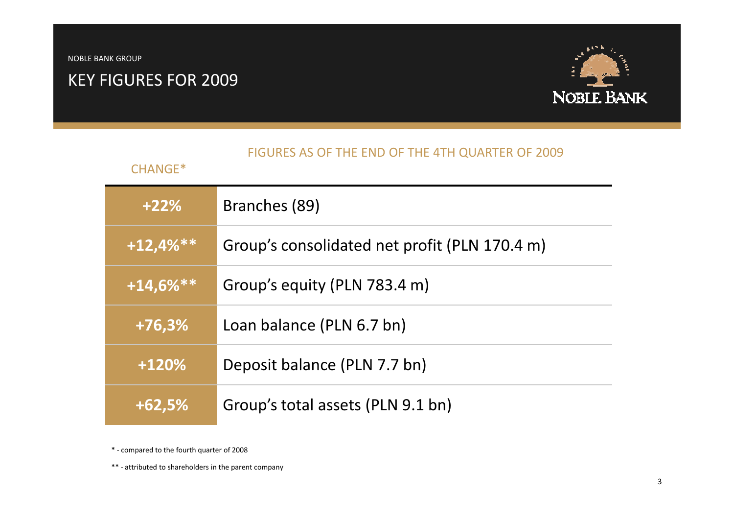NOBLE BANK GROUP

# KEY FIGURES FOR 2009

FIGURES AS OF THE END OF THE 4TH QUARTER OF 2009

| CHANGE* | |
|---|---|
| **+22%** | Branches (89) |
| **+12,4%\*\*** | Group's consolidated net profit (PLN 170.4 m) |
| **+14,6%\*\*** | Group's equity (PLN 783.4 m) |
| **+76,3%** | Loan balance (PLN 6.7 bn) |
| **+120%** | Deposit balance (PLN 7.7 bn) |
| **+62,5%** | Group's total assets (PLN 9.1 bn) |

\* - compared to the fourth quarter of 2008

\*\* - attributed to shareholders in the parent company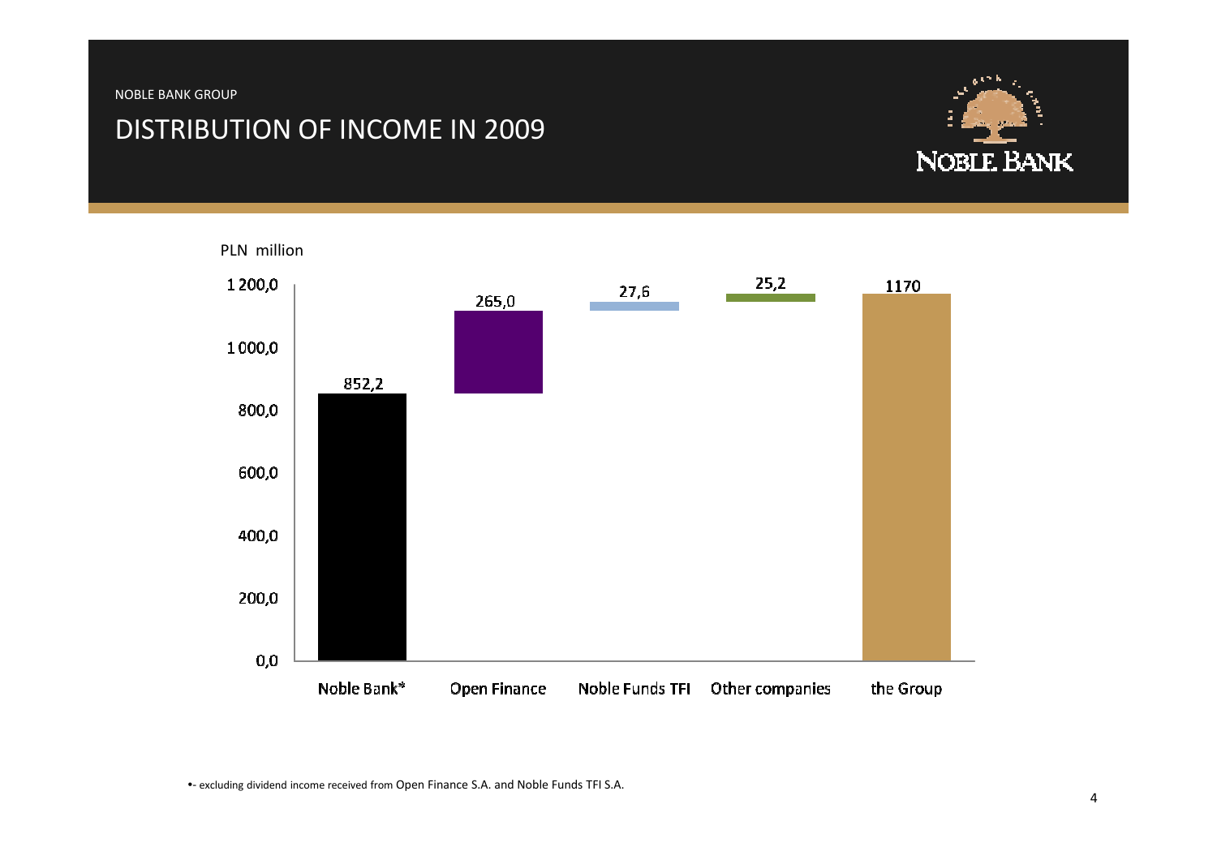NOBLE BANK GROUP

# DISTRIBUTION OF INCOME IN 2009

PLN million

| | Noble Bank* | Open Finance | Noble Funds TFI | Other companies | the Group |
|---|---|---|---|---|---|
| Income | 852,2 | 265,0 | 27,6 | 25,2 | 1170 |

•- excluding dividend income received from Open Finance S.A. and Noble Funds TFI S.A.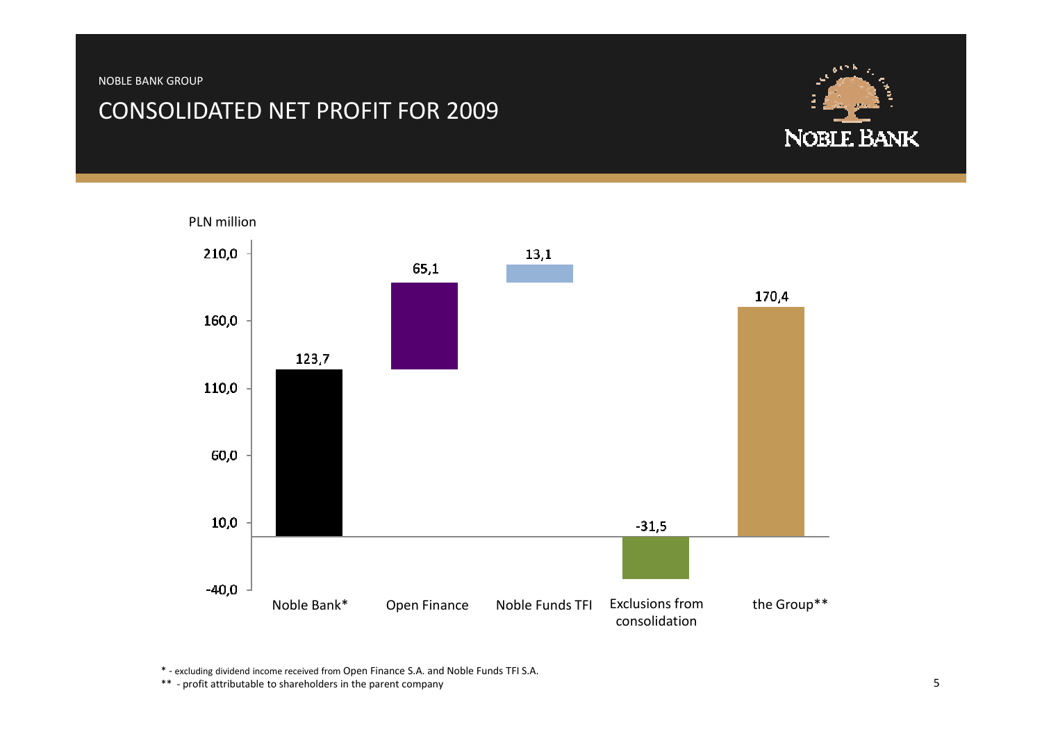NOBLE BANK GROUP

# CONSOLIDATED NET PROFIT FOR 2009

PLN million

| | Noble Bank* | Open Finance | Noble Funds TFI | Exclusions from consolidation | the Group** |
|---|---|---|---|---|---|
| PLN million | 123,7 | 65,1 | 13,1 | -31,5 | 170,4 |

\* - excluding dividend income received from Open Finance S.A. and Noble Funds TFI S.A.

\*\* - profit attributable to shareholders in the parent company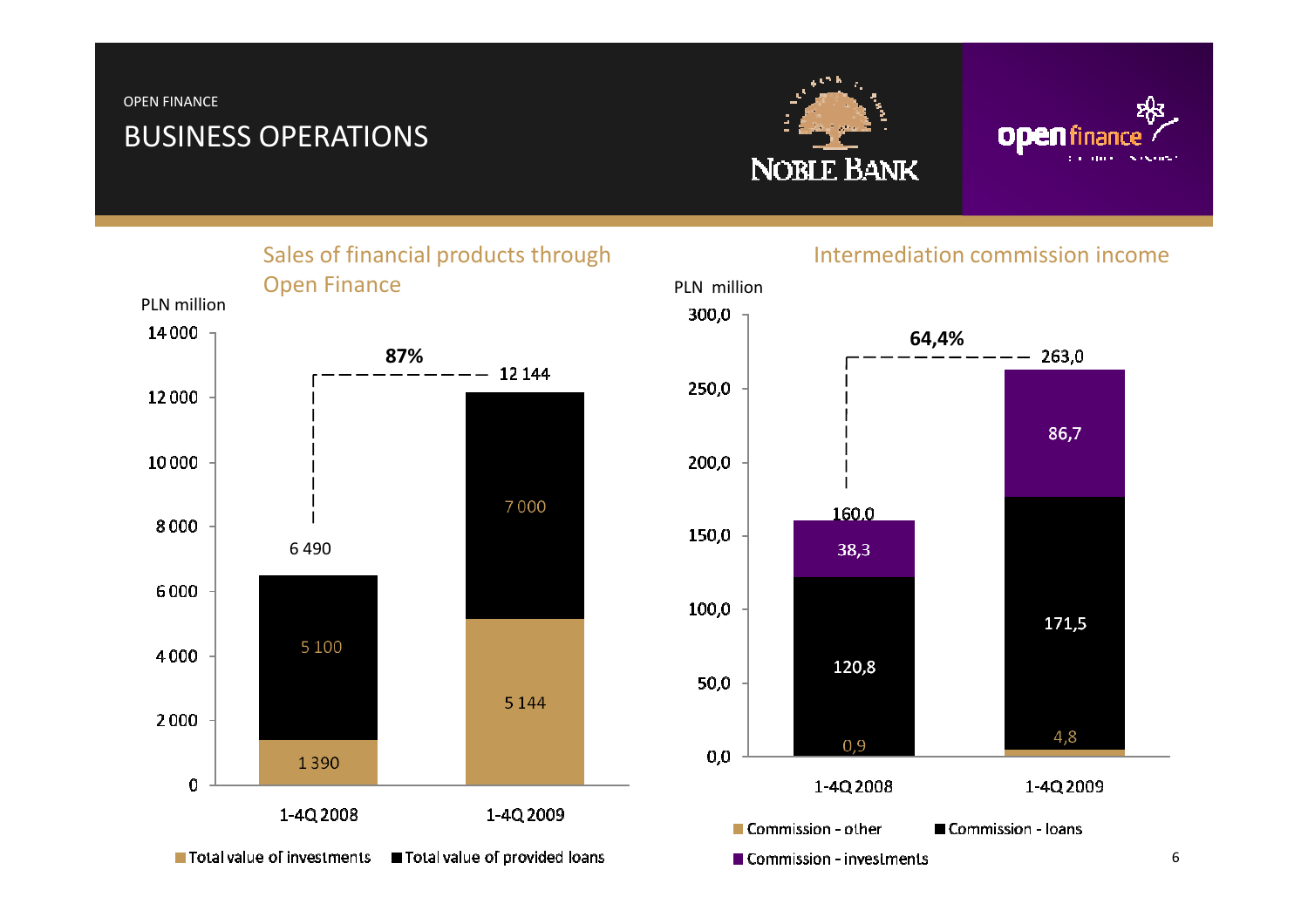OPEN FINANCE

# BUSINESS OPERATIONS

## Sales of financial products through Open Finance

PLN million

| | 1-4Q 2008 | 1-4Q 2009 |
|---|---|---|
| Total value of investments | 1 390 | 5 144 |
| Total value of provided loans | 5 100 | 7 000 |
| Total | 6 490 | 12 144 |

87%

## Intermediation commission income

PLN million

| | 1-4Q 2008 | 1-4Q 2009 |
|---|---|---|
| Commission - other | 0,9 | 4,8 |
| Commission - loans | 120,8 | 171,5 |
| Commission - investments | 38,3 | 86,7 |
| Total | 160,0 | 263,0 |

64,4%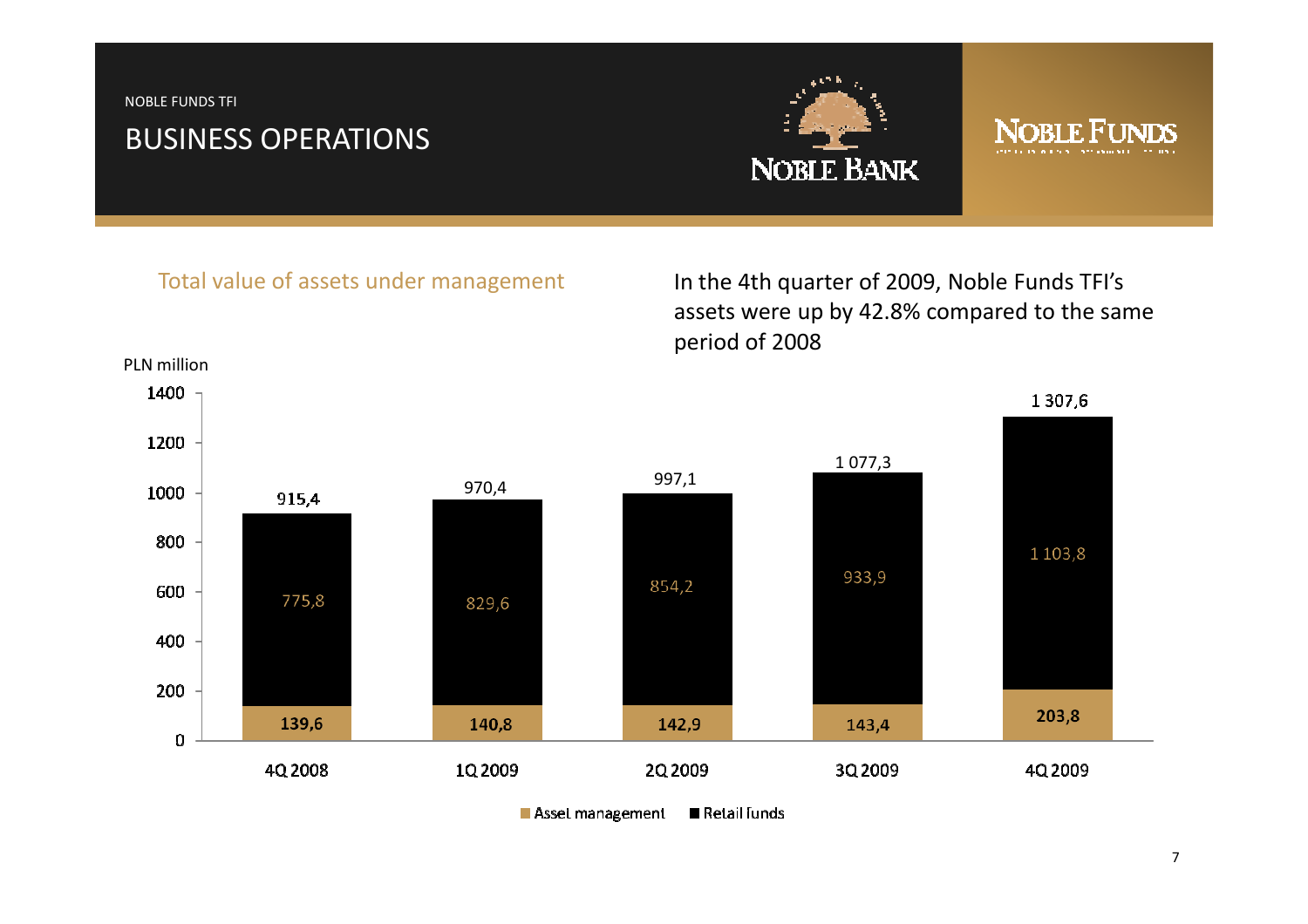NOBLE FUNDS TFI

# BUSINESS OPERATIONS

## Total value of assets under management

In the 4th quarter of 2009, Noble Funds TFI's assets were up by 42.8% compared to the same period of 2008

PLN million

| | 4Q 2008 | 1Q 2009 | 2Q 2009 | 3Q 2009 | 4Q 2009 |
|---|---|---|---|---|---|
| Asset management | 139,6 | 140,8 | 142,9 | 143,4 | 203,8 |
| Retail funds | 775,8 | 829,6 | 854,2 | 933,9 | 1 103,8 |
| Total | 915,4 | 970,4 | 997,1 | 1 077,3 | 1 307,6 |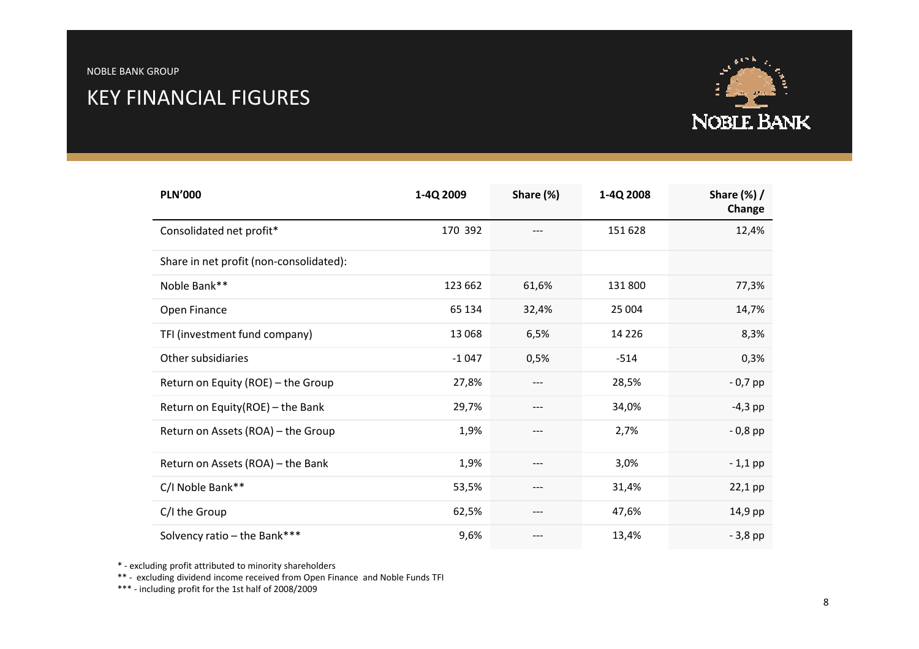NOBLE BANK GROUP

# KEY FINANCIAL FIGURES

| PLN'000 | 1-4Q 2009 | Share (%) | 1-4Q 2008 | Share (%) / Change |
|---|---|---|---|---|
| Consolidated net profit* | 170 392 | --- | 151 628 | 12,4% |
| Share in net profit (non-consolidated): | | | | |
| Noble Bank** | 123 662 | 61,6% | 131 800 | 77,3% |
| Open Finance | 65 134 | 32,4% | 25 004 | 14,7% |
| TFI (investment fund company) | 13 068 | 6,5% | 14 226 | 8,3% |
| Other subsidiaries | -1 047 | 0,5% | -514 | 0,3% |
| Return on Equity (ROE) – the Group | 27,8% | --- | 28,5% | - 0,7 pp |
| Return on Equity(ROE) – the Bank | 29,7% | --- | 34,0% | -4,3 pp |
| Return on Assets (ROA) – the Group | 1,9% | --- | 2,7% | - 0,8 pp |
| Return on Assets (ROA) – the Bank | 1,9% | --- | 3,0% | - 1,1 pp |
| C/I Noble Bank** | 53,5% | --- | 31,4% | 22,1 pp |
| C/I the Group | 62,5% | --- | 47,6% | 14,9 pp |
| Solvency ratio – the Bank*** | 9,6% | --- | 13,4% | - 3,8 pp |

* - excluding profit attributed to minority shareholders

** - excluding dividend income received from Open Finance and Noble Funds TFI

*** - including profit for the 1st half of 2008/2009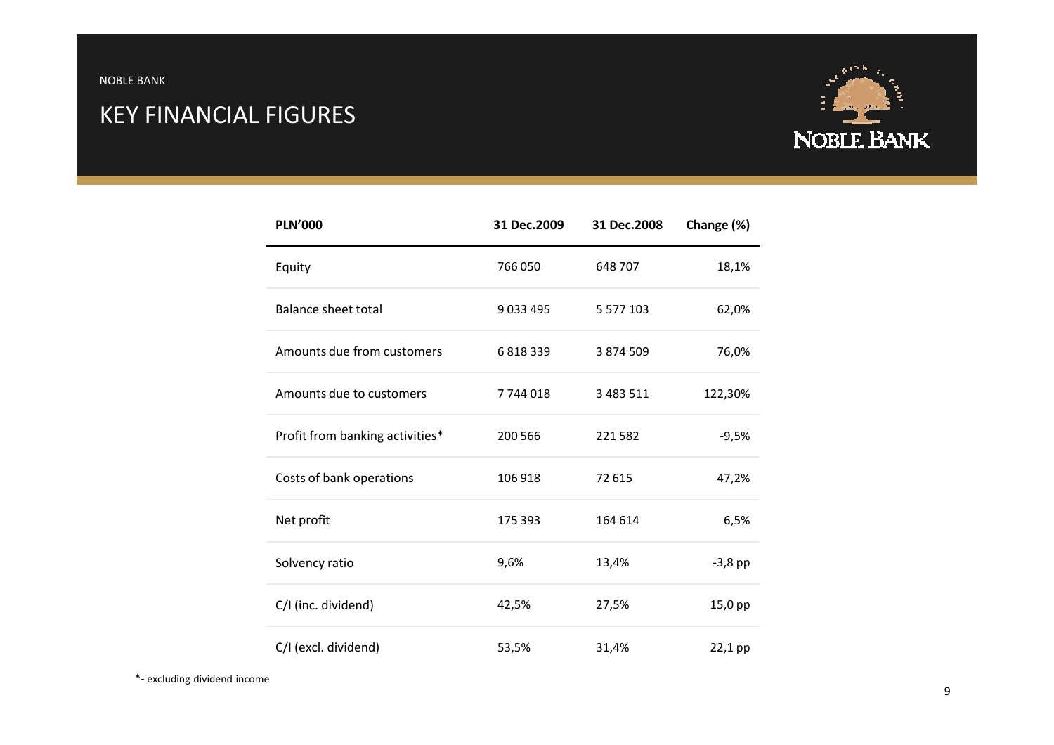# KEY FINANCIAL FIGURES

| PLN'000 | 31 Dec.2009 | 31 Dec.2008 | Change (%) |
|---|---|---|---|
| Equity | 766 050 | 648 707 | 18,1% |
| Balance sheet total | 9 033 495 | 5 577 103 | 62,0% |
| Amounts due from customers | 6 818 339 | 3 874 509 | 76,0% |
| Amounts due to customers | 7 744 018 | 3 483 511 | 122,30% |
| Profit from banking activities* | 200 566 | 221 582 | -9,5% |
| Costs of bank operations | 106 918 | 72 615 | 47,2% |
| Net profit | 175 393 | 164 614 | 6,5% |
| Solvency ratio | 9,6% | 13,4% | -3,8 pp |
| C/I (inc. dividend) | 42,5% | 27,5% | 15,0 pp |
| C/I (excl. dividend) | 53,5% | 31,4% | 22,1 pp |

*- excluding dividend income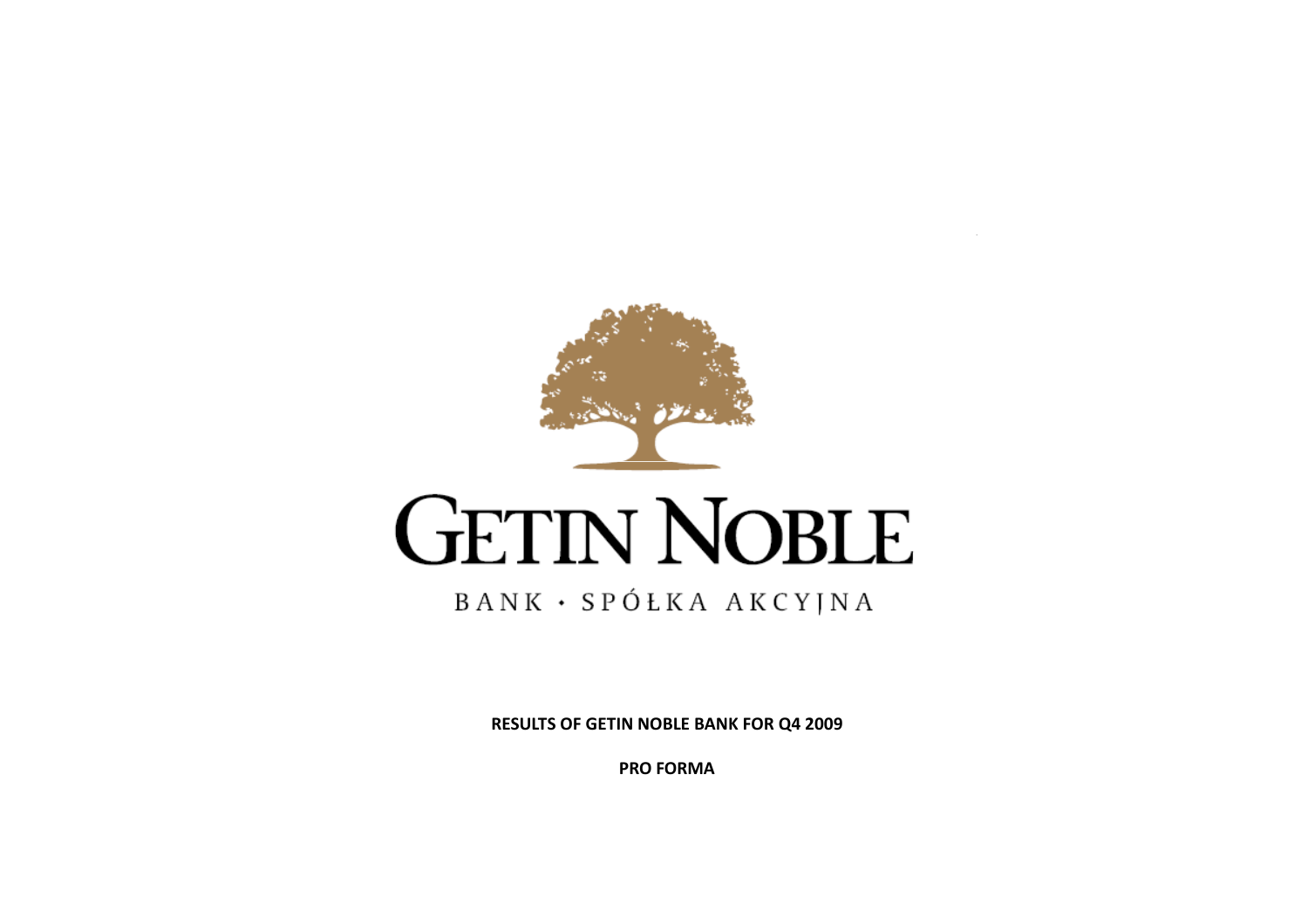# GETIN NOBLE

BANK · SPÓŁKA AKCYJNA

**RESULTS OF GETIN NOBLE BANK FOR Q4 2009**

**PRO FORMA**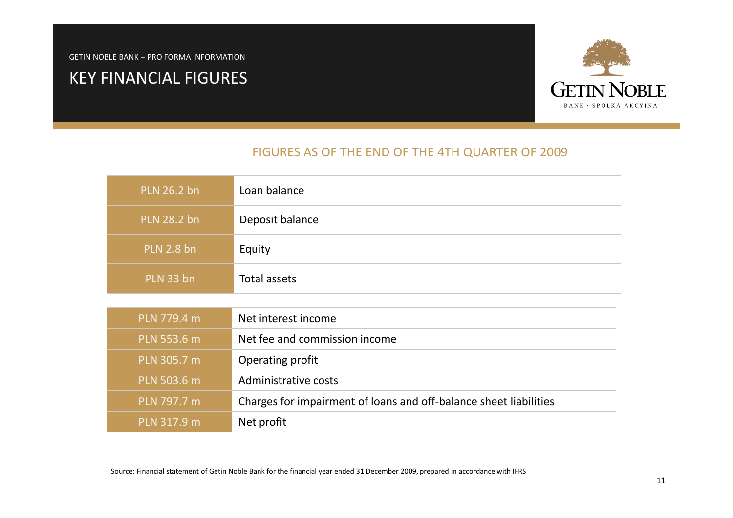GETIN NOBLE BANK – PRO FORMA INFORMATION

# KEY FINANCIAL FIGURES

GETIN NOBLE BANK • SPÓŁKA AKCYJNA

## FIGURES AS OF THE END OF THE 4TH QUARTER OF 2009

| Value | Item |
|---|---|
| PLN 26.2 bn | Loan balance |
| PLN 28.2 bn | Deposit balance |
| PLN 2.8 bn | Equity |
| PLN 33 bn | Total assets |

| Value | Item |
|---|---|
| PLN 779.4 m | Net interest income |
| PLN 553.6 m | Net fee and commission income |
| PLN 305.7 m | Operating profit |
| PLN 503.6 m | Administrative costs |
| PLN 797.7 m | Charges for impairment of loans and off-balance sheet liabilities |
| PLN 317.9 m | Net profit |

Source: Financial statement of Getin Noble Bank for the financial year ended 31 December 2009, prepared in accordance with IFRS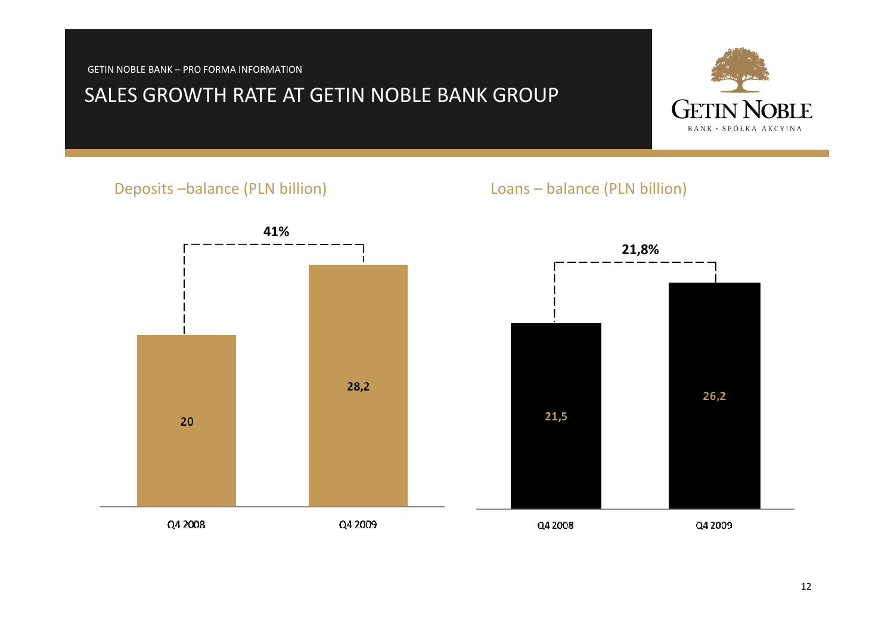GETIN NOBLE BANK – PRO FORMA INFORMATION

# SALES GROWTH RATE AT GETIN NOBLE BANK GROUP

## Deposits –balance (PLN billion)

41%

| | Q4 2008 | Q4 2009 |
|---|---|---|
| Deposits | 20 | 28,2 |

## Loans – balance (PLN billion)

21,8%

| | Q4 2008 | Q4 2009 |
|---|---|---|
| Loans | 21,5 | 26,2 |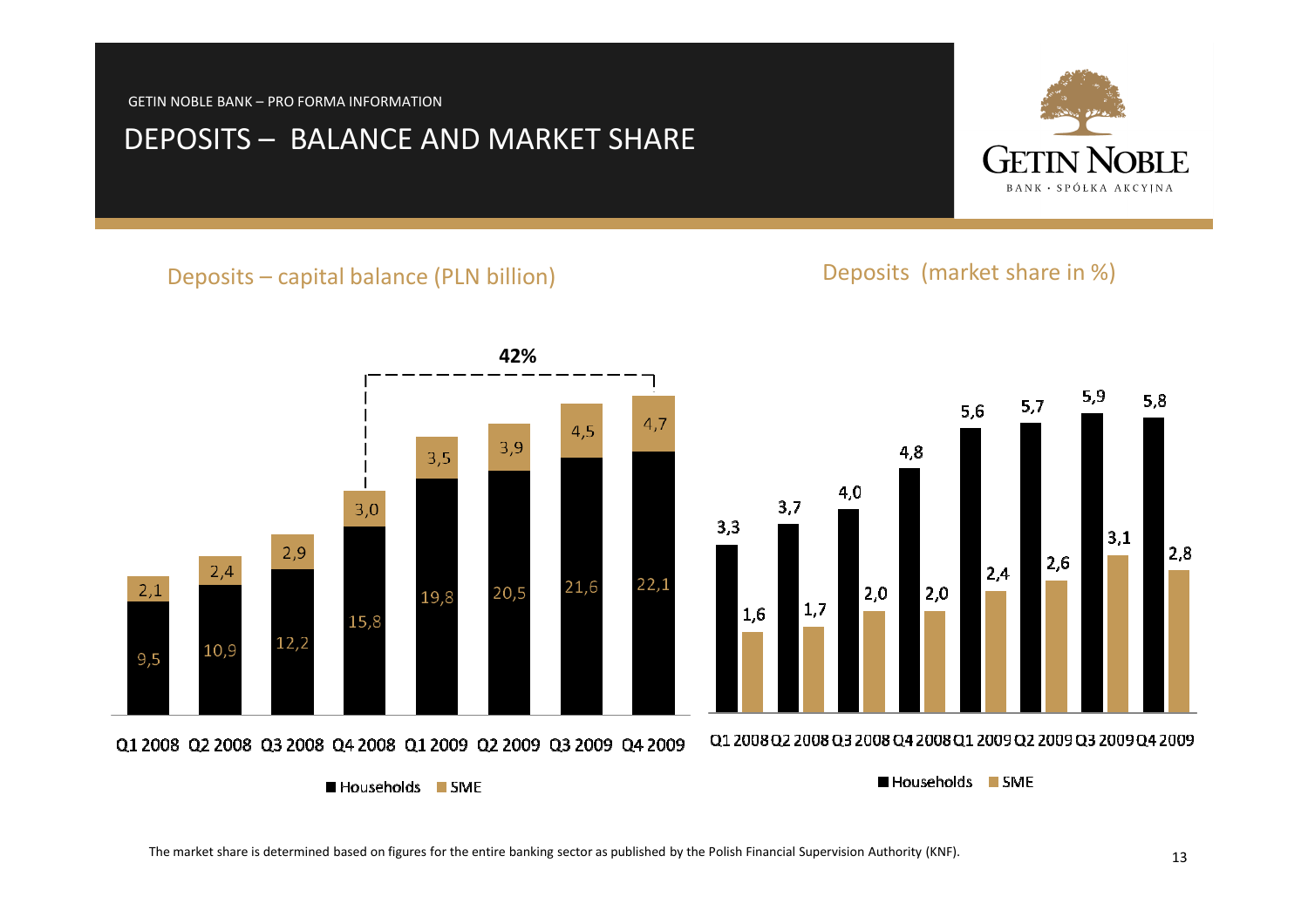GETIN NOBLE BANK – PRO FORMA INFORMATION

# DEPOSITS – BALANCE AND MARKET SHARE

## Deposits – capital balance (PLN billion)

| | Q1 2008 | Q2 2008 | Q3 2008 | Q4 2008 | Q1 2009 | Q2 2009 | Q3 2009 | Q4 2009 |
|---|---|---|---|---|---|---|---|---|
| Households | 9,5 | 10,9 | 12,2 | 15,8 | 19,8 | 20,5 | 21,6 | 22,1 |
| SME | 2,1 | 2,4 | 2,9 | 3,0 | 3,5 | 3,9 | 4,5 | 4,7 |

42% (Q4 2008 – Q4 2009)

## Deposits (market share in %)

| | Q1 2008 | Q2 2008 | Q3 2008 | Q4 2008 | Q1 2009 | Q2 2009 | Q3 2009 | Q4 2009 |
|---|---|---|---|---|---|---|---|---|
| Households | 3,3 | 3,7 | 4,0 | 4,8 | 5,6 | 5,7 | 5,9 | 5,8 |
| SME | 1,6 | 1,7 | 2,0 | 2,0 | 2,4 | 2,6 | 3,1 | 2,8 |

The market share is determined based on figures for the entire banking sector as published by the Polish Financial Supervision Authority (KNF).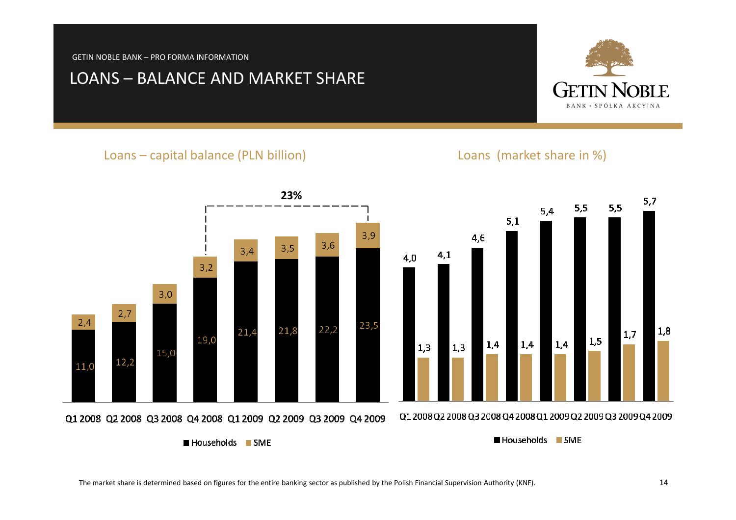GETIN NOBLE BANK – PRO FORMA INFORMATION

# LOANS – BALANCE AND MARKET SHARE

## Loans – capital balance (PLN billion)

| | Q1 2008 | Q2 2008 | Q3 2008 | Q4 2008 | Q1 2009 | Q2 2009 | Q3 2009 | Q4 2009 |
|---|---|---|---|---|---|---|---|---|
| Households | 11,0 | 12,2 | 15,0 | 19,0 | 21,4 | 21,8 | 22,2 | 23,5 |
| SME | 2,4 | 2,7 | 3,0 | 3,2 | 3,4 | 3,5 | 3,6 | 3,9 |

23% (Q4 2008 – Q4 2009)

## Loans (market share in %)

| | Q1 2008 | Q2 2008 | Q3 2008 | Q4 2008 | Q1 2009 | Q2 2009 | Q3 2009 | Q4 2009 |
|---|---|---|---|---|---|---|---|---|
| Households | 4,0 | 4,1 | 4,6 | 5,1 | 5,4 | 5,5 | 5,5 | 5,7 |
| SME | 1,3 | 1,3 | 1,4 | 1,4 | 1,4 | 1,5 | 1,7 | 1,8 |

The market share is determined based on figures for the entire banking sector as published by the Polish Financial Supervision Authority (KNF).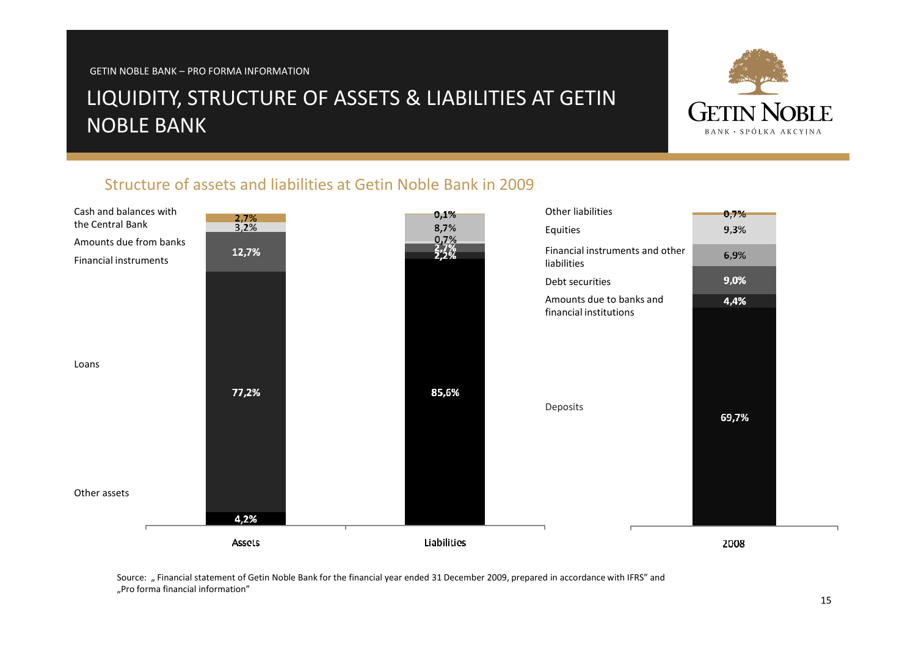GETIN NOBLE BANK – PRO FORMA INFORMATION

# LIQUIDITY, STRUCTURE OF ASSETS & LIABILITIES AT GETIN NOBLE BANK

## Structure of assets and liabilities at Getin Noble Bank in 2009

| Assets | 2009 |
|---|---|
| Cash and balances with the Central Bank | 2,7% |
| Amounts due from banks | 3,2% |
| Financial instruments | 12,7% |
| Loans | 77,2% |
| Other assets | 4,2% |

| Liabilities | 2009 | 2008 |
|---|---|---|
| Other liabilities | 0,1% | 0,7% |
| Equities | 8,7% | 9,3% |
| Financial instruments and other liabilities | 0,7% | 6,9% |
| Debt securities | 2,7% | 9,0% |
| Amounts due to banks and financial institutions | 2,2% | 4,4% |
| Deposits | 85,6% | 69,7% |

Source: „ Financial statement of Getin Noble Bank for the financial year ended 31 December 2009, prepared in accordance with IFRS" and „Pro forma financial information"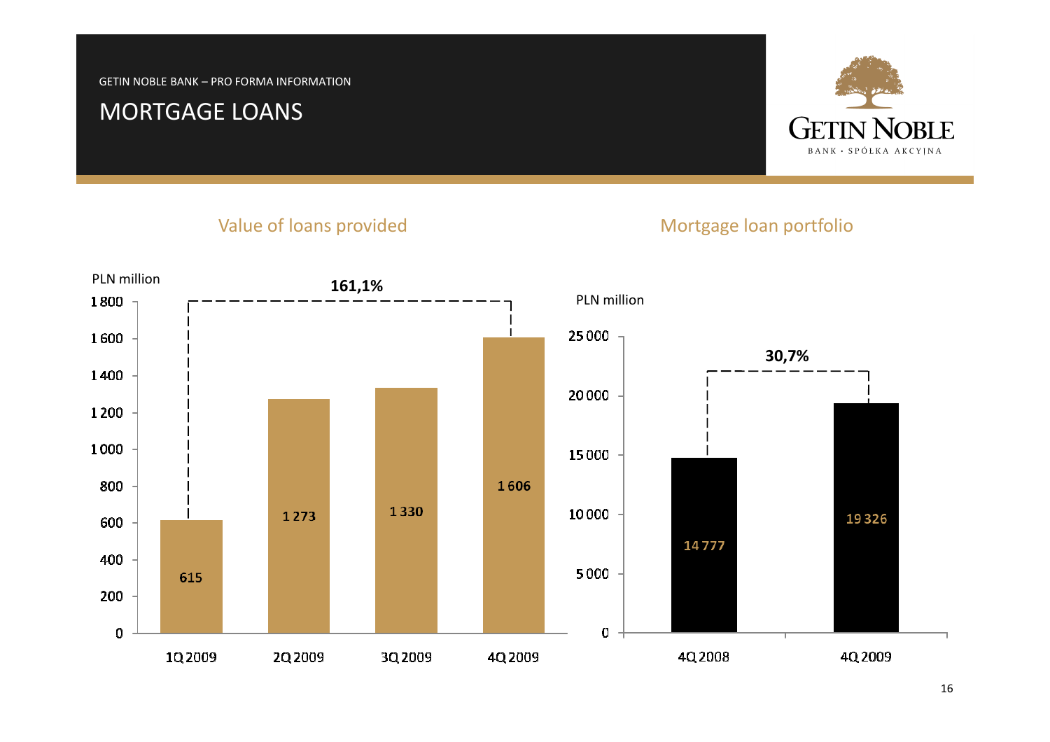GETIN NOBLE BANK – PRO FORMA INFORMATION

# MORTGAGE LOANS

## Value of loans provided

PLN million

| | 1Q 2009 | 2Q 2009 | 3Q 2009 | 4Q 2009 |
|---|---|---|---|---|
| Value of loans provided | 615 | 1 273 | 1 330 | 1 606 |

1Q 2009 – 4Q 2009: 161,1%

## Mortgage loan portfolio

PLN million

| | 4Q 2008 | 4Q 2009 |
|---|---|---|
| Mortgage loan portfolio | 14 777 | 19 326 |

4Q 2008 – 4Q 2009: 30,7%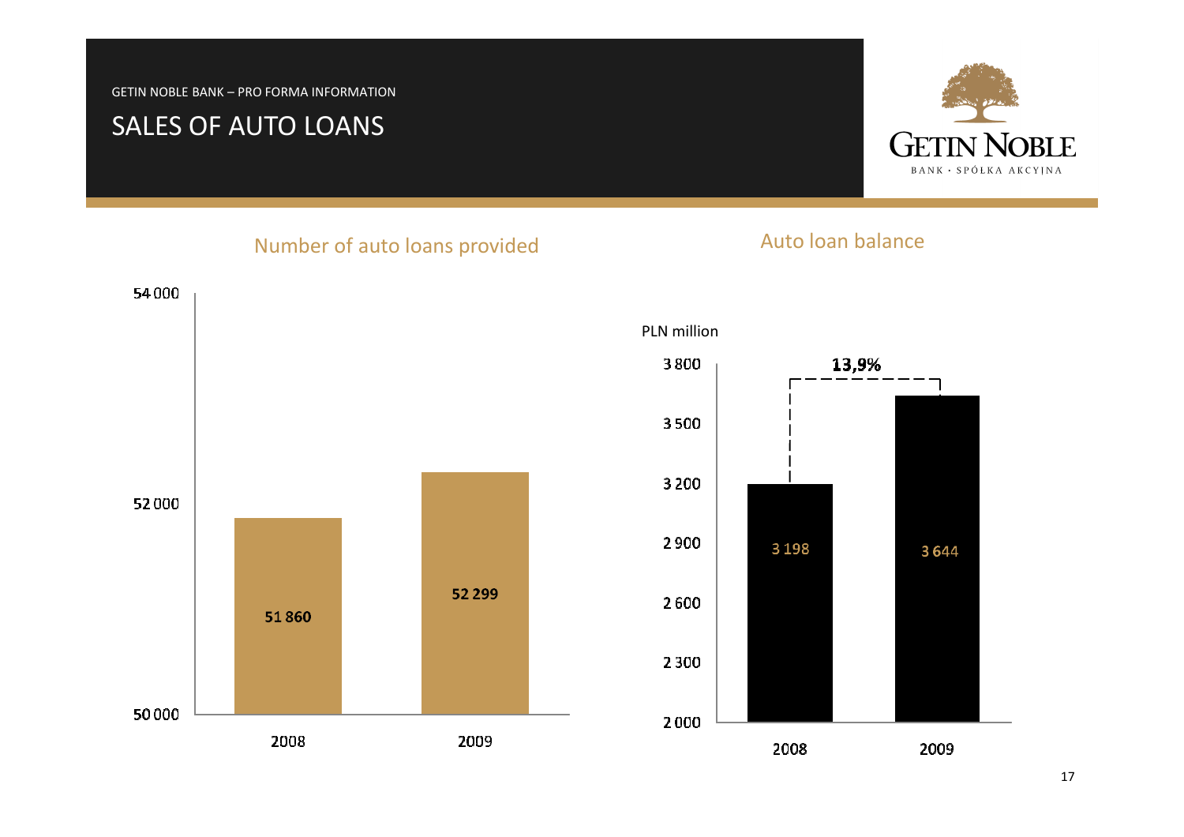GETIN NOBLE BANK – PRO FORMA INFORMATION

# SALES OF AUTO LOANS

## Number of auto loans provided

| Year | Number of auto loans |
|---|---|
| 2008 | 51 860 |
| 2009 | 52 299 |

## Auto loan balance

PLN million

| Year | Auto loan balance |
|---|---|
| 2008 | 3 198 |
| 2009 | 3 644 |

13,9%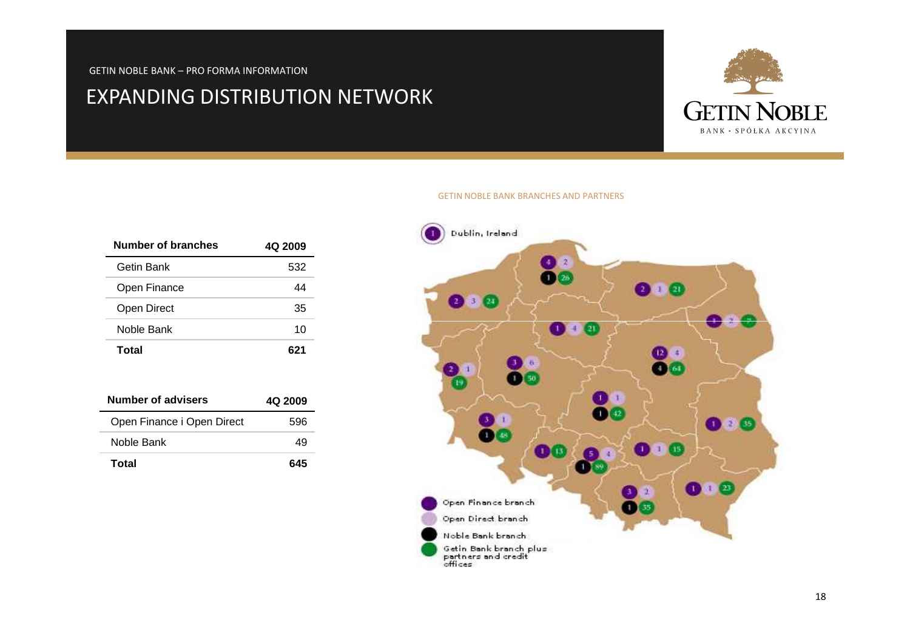GETIN NOBLE BANK – PRO FORMA INFORMATION

# EXPANDING DISTRIBUTION NETWORK

| Number of branches | 4Q 2009 |
|---|---|
| Getin Bank | 532 |
| Open Finance | 44 |
| Open Direct | 35 |
| Noble Bank | 10 |
| **Total** | **621** |

| Number of advisers | 4Q 2009 |
|---|---|
| Open Finance i Open Direct | 596 |
| Noble Bank | 49 |
| **Total** | **645** |

GETIN NOBLE BANK BRANCHES AND PARTNERS

Dublin, Ireland

- Open Finance branch
- Open Direct branch
- Noble Bank branch
- Getin Bank branch plus partners and credit offices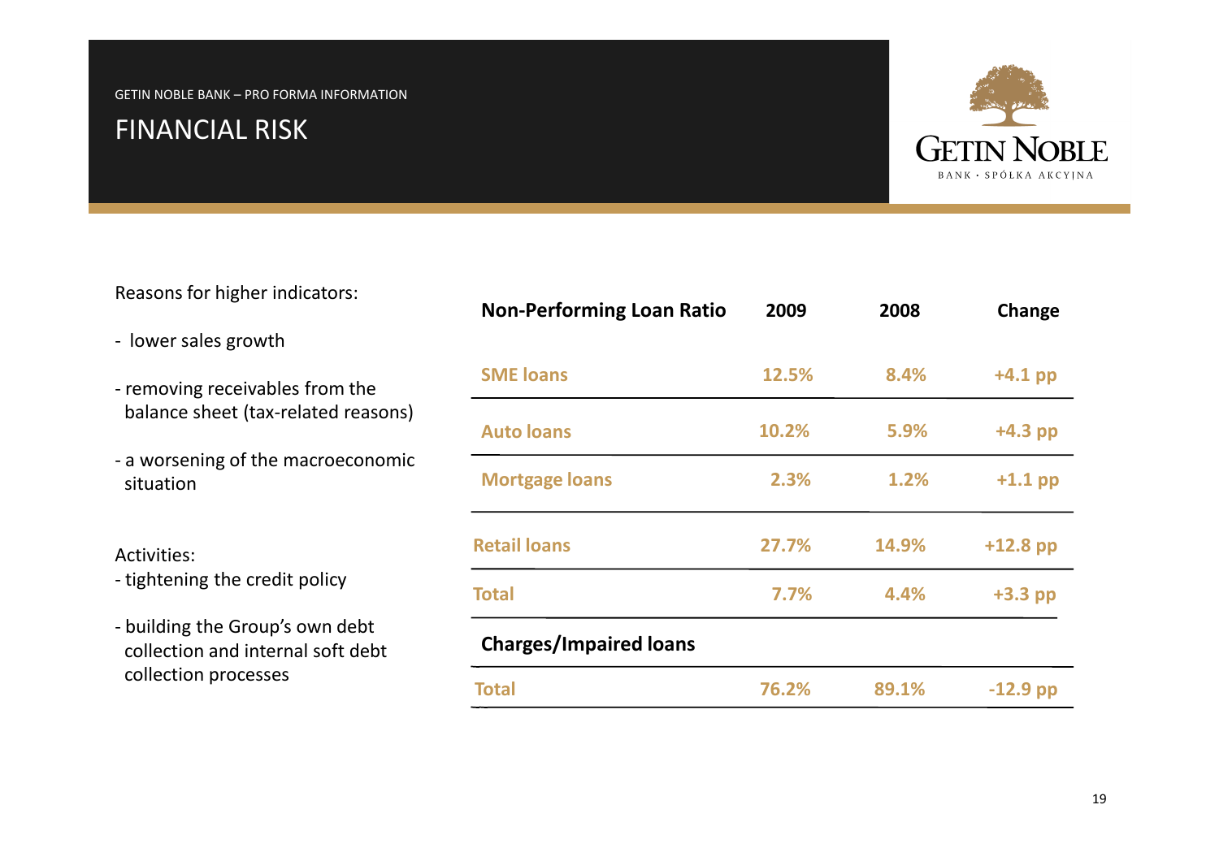GETIN NOBLE BANK – PRO FORMA INFORMATION

# FINANCIAL RISK

Reasons for higher indicators:

- lower sales growth
- removing receivables from the balance sheet (tax-related reasons)
- a worsening of the macroeconomic situation

Activities:

- tightening the credit policy
- building the Group's own debt collection and internal soft debt collection processes

| Non-Performing Loan Ratio | 2009 | 2008 | Change |
|---|---|---|---|
| SME loans | 12.5% | 8.4% | +4.1 pp |
| Auto loans | 10.2% | 5.9% | +4.3 pp |
| Mortgage loans | 2.3% | 1.2% | +1.1 pp |
| Retail loans | 27.7% | 14.9% | +12.8 pp |
| Total | 7.7% | 4.4% | +3.3 pp |
| **Charges/Impaired loans** | | | |
| Total | 76.2% | 89.1% | -12.9 pp |